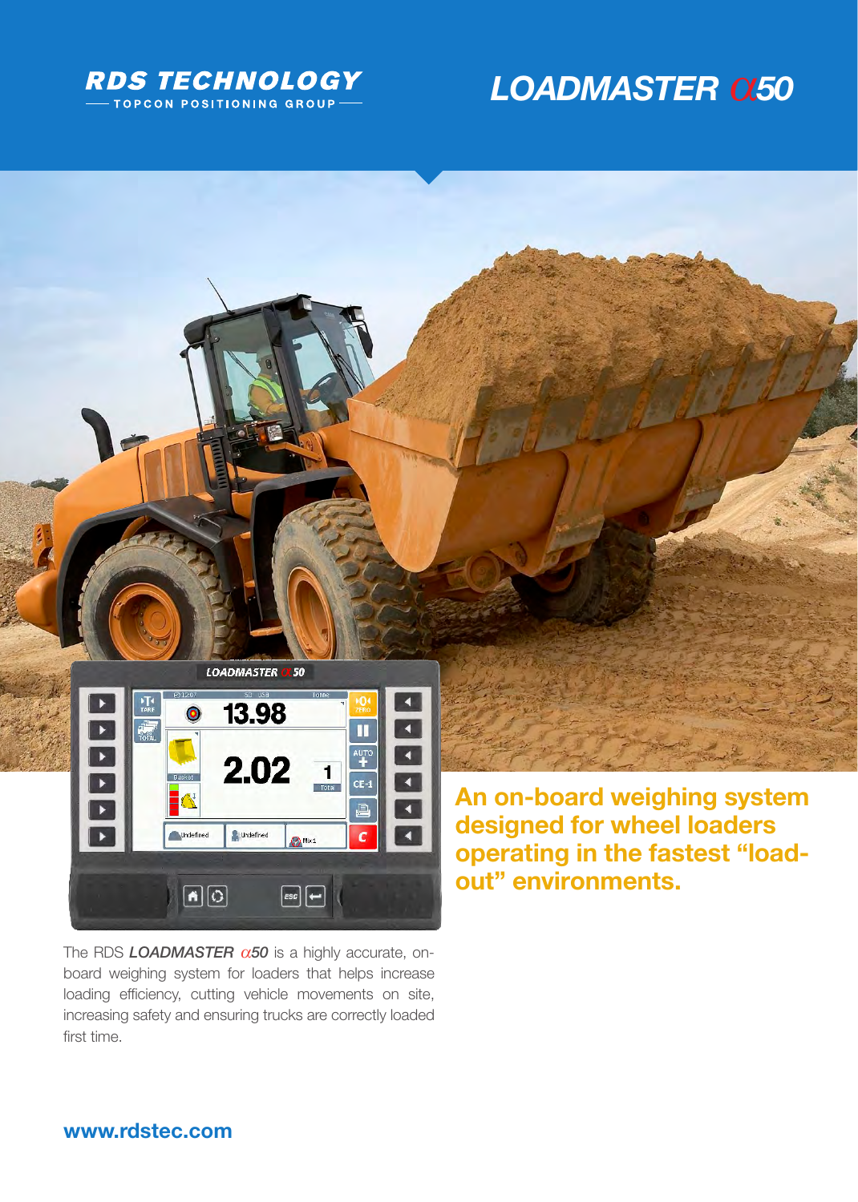**RDS TECHNOLOGY**
TOPCON POSITIONING GROUP

# LOADMASTER α50

## An on-board weighing system designed for wheel loaders operating in the fastest "load-out" environments.

The RDS ***LOADMASTER*** *α**50*** is a highly accurate, on-board weighing system for loaders that helps increase loading efficiency, cutting vehicle movements on site, increasing safety and ensuring trucks are correctly loaded first time.

**www.rdstec.com**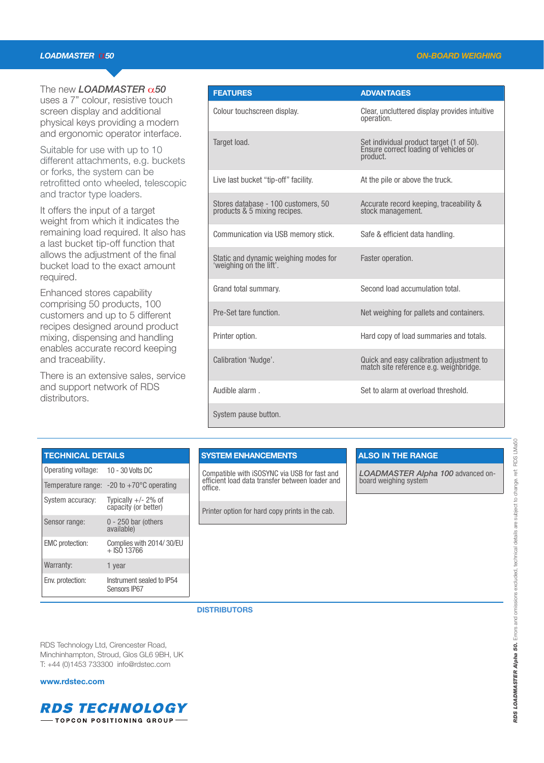The new ***LOADMASTER α50*** uses a 7" colour, resistive touch screen display and additional physical keys providing a modern and ergonomic operator interface.

Suitable for use with up to 10 different attachments, e.g. buckets or forks, the system can be retrofitted onto wheeled, telescopic and tractor type loaders.

It offers the input of a target weight from which it indicates the remaining load required. It also has a last bucket tip-off function that allows the adjustment of the final bucket load to the exact amount required.

Enhanced stores capability comprising 50 products, 100 customers and up to 5 different recipes designed around product mixing, dispensing and handling enables accurate record keeping and traceability.

There is an extensive sales, service and support network of RDS distributors.

| FEATURES | ADVANTAGES |
|---|---|
| Colour touchscreen display. | Clear, uncluttered display provides intuitive operation. |
| Target load. | Set individual product target (1 of 50). Ensure correct loading of vehicles or product. |
| Live last bucket "tip-off" facility. | At the pile or above the truck. |
| Stores database - 100 customers, 50 products & 5 mixing recipes. | Accurate record keeping, traceability & stock management. |
| Communication via USB memory stick. | Safe & efficient data handling. |
| Static and dynamic weighing modes for 'weighing on the lift'. | Faster operation. |
| Grand total summary. | Second load accumulation total. |
| Pre-Set tare function. | Net weighing for pallets and containers. |
| Printer option. | Hard copy of load summaries and totals. |
| Calibration 'Nudge'. | Quick and easy calibration adjustment to match site reference e.g. weighbridge. |
| Audible alarm . | Set to alarm at overload threshold. |
| System pause button. | |

## TECHNICAL DETAILS

| | |
|---|---|
| Operating voltage: | 10 - 30 Volts DC |
| Temperature range: | -20 to +70°C operating |
| System accuracy: | Typically +/- 2% of capacity (or better) |
| Sensor range: | 0 - 250 bar (others available) |
| EMC protection: | Complies with 2014/ 30/EU + ISO 13766 |
| Warranty: | 1 year |
| Env. protection: | Instrument sealed to IP54 Sensors IP67 |

## SYSTEM ENHANCEMENTS

Compatible with iSOSYNC via USB for fast and efficient load data transfer between loader and office.

Printer option for hard copy prints in the cab.

## ALSO IN THE RANGE

***LOADMASTER Alpha 100*** advanced on-board weighing system

## DISTRIBUTORS

RDS Technology Ltd, Cirencester Road,
Minchinhampton, Stroud, Glos GL6 9BH, UK
T: +44 (0)1453 733300 info@rdstec.com

**www.rdstec.com**

**RDS TECHNOLOGY**
TOPCON POSITIONING GROUP

***RDS LOADMASTER Alpha 50.*** Errors and omissions excluded, technical details are subject to change, ref: RDS LMα50